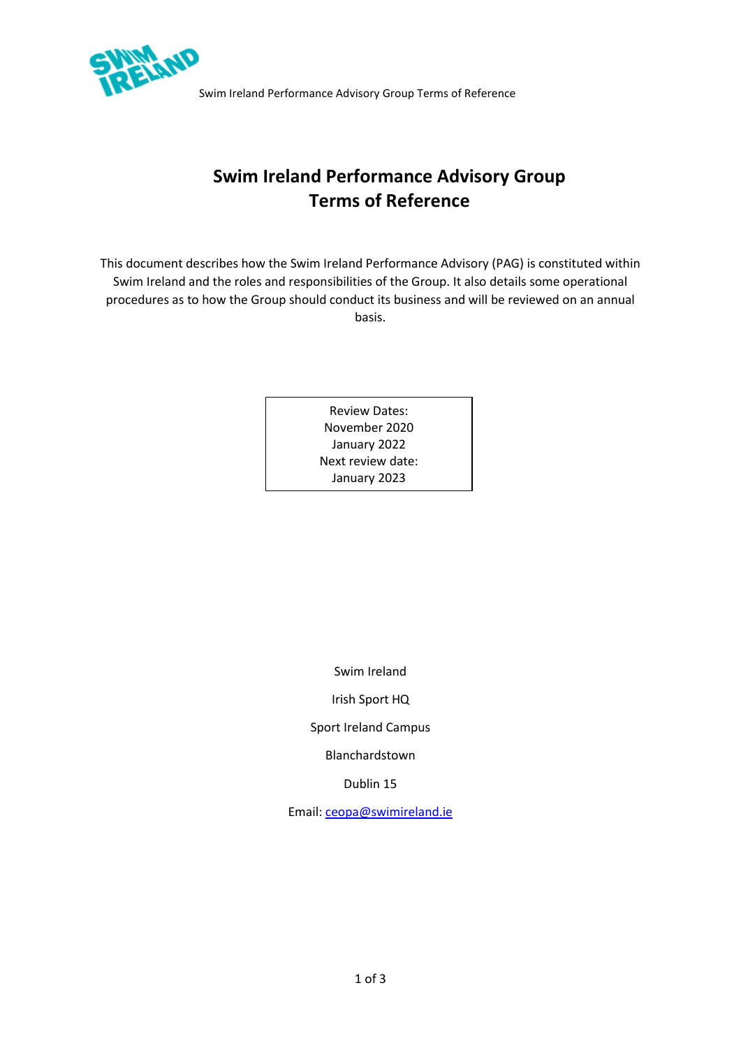# Swim Ireland Performance Advisory Group Terms of Reference

This document describes how the Swim Ireland Performance Advisory (PAG) is constituted within Swim Ireland and the roles and responsibilities of the Group. It also details some operational procedures as to how the Group should conduct its business and will be reviewed on an annual basis.

| Review Dates: November 2020 January 2022 Next review date: January 2023 |
|---|

Swim Ireland

Irish Sport HQ

Sport Ireland Campus

Blanchardstown

Dublin 15

Email: ceopa@swimireland.ie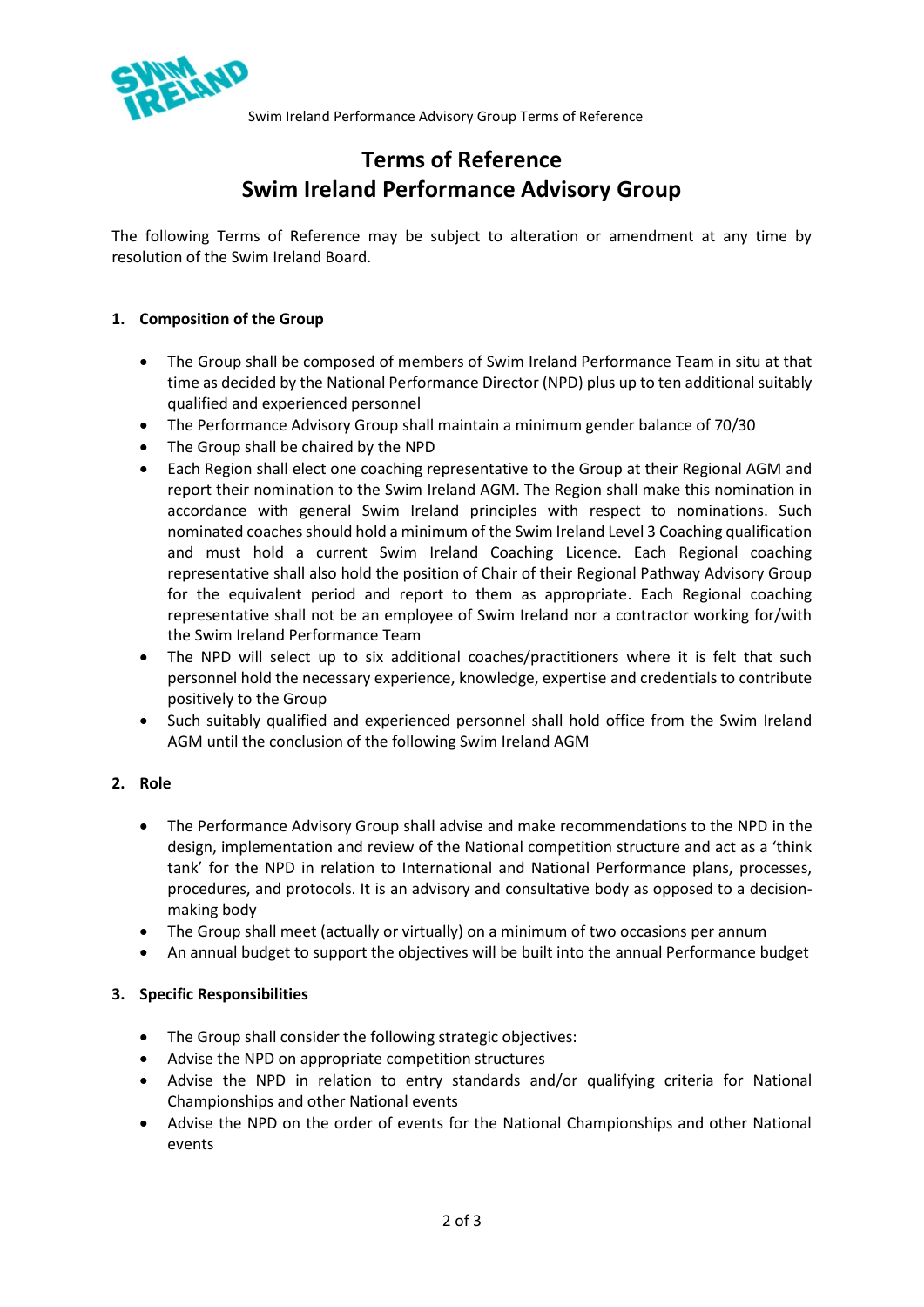# Terms of Reference
# Swim Ireland Performance Advisory Group

The following Terms of Reference may be subject to alteration or amendment at any time by resolution of the Swim Ireland Board.

## 1. Composition of the Group

- The Group shall be composed of members of Swim Ireland Performance Team in situ at that time as decided by the National Performance Director (NPD) plus up to ten additional suitably qualified and experienced personnel
- The Performance Advisory Group shall maintain a minimum gender balance of 70/30
- The Group shall be chaired by the NPD
- Each Region shall elect one coaching representative to the Group at their Regional AGM and report their nomination to the Swim Ireland AGM. The Region shall make this nomination in accordance with general Swim Ireland principles with respect to nominations. Such nominated coaches should hold a minimum of the Swim Ireland Level 3 Coaching qualification and must hold a current Swim Ireland Coaching Licence. Each Regional coaching representative shall also hold the position of Chair of their Regional Pathway Advisory Group for the equivalent period and report to them as appropriate. Each Regional coaching representative shall not be an employee of Swim Ireland nor a contractor working for/with the Swim Ireland Performance Team
- The NPD will select up to six additional coaches/practitioners where it is felt that such personnel hold the necessary experience, knowledge, expertise and credentials to contribute positively to the Group
- Such suitably qualified and experienced personnel shall hold office from the Swim Ireland AGM until the conclusion of the following Swim Ireland AGM

## 2. Role

- The Performance Advisory Group shall advise and make recommendations to the NPD in the design, implementation and review of the National competition structure and act as a 'think tank' for the NPD in relation to International and National Performance plans, processes, procedures, and protocols. It is an advisory and consultative body as opposed to a decision-making body
- The Group shall meet (actually or virtually) on a minimum of two occasions per annum
- An annual budget to support the objectives will be built into the annual Performance budget

## 3. Specific Responsibilities

- The Group shall consider the following strategic objectives:
- Advise the NPD on appropriate competition structures
- Advise the NPD in relation to entry standards and/or qualifying criteria for National Championships and other National events
- Advise the NPD on the order of events for the National Championships and other National events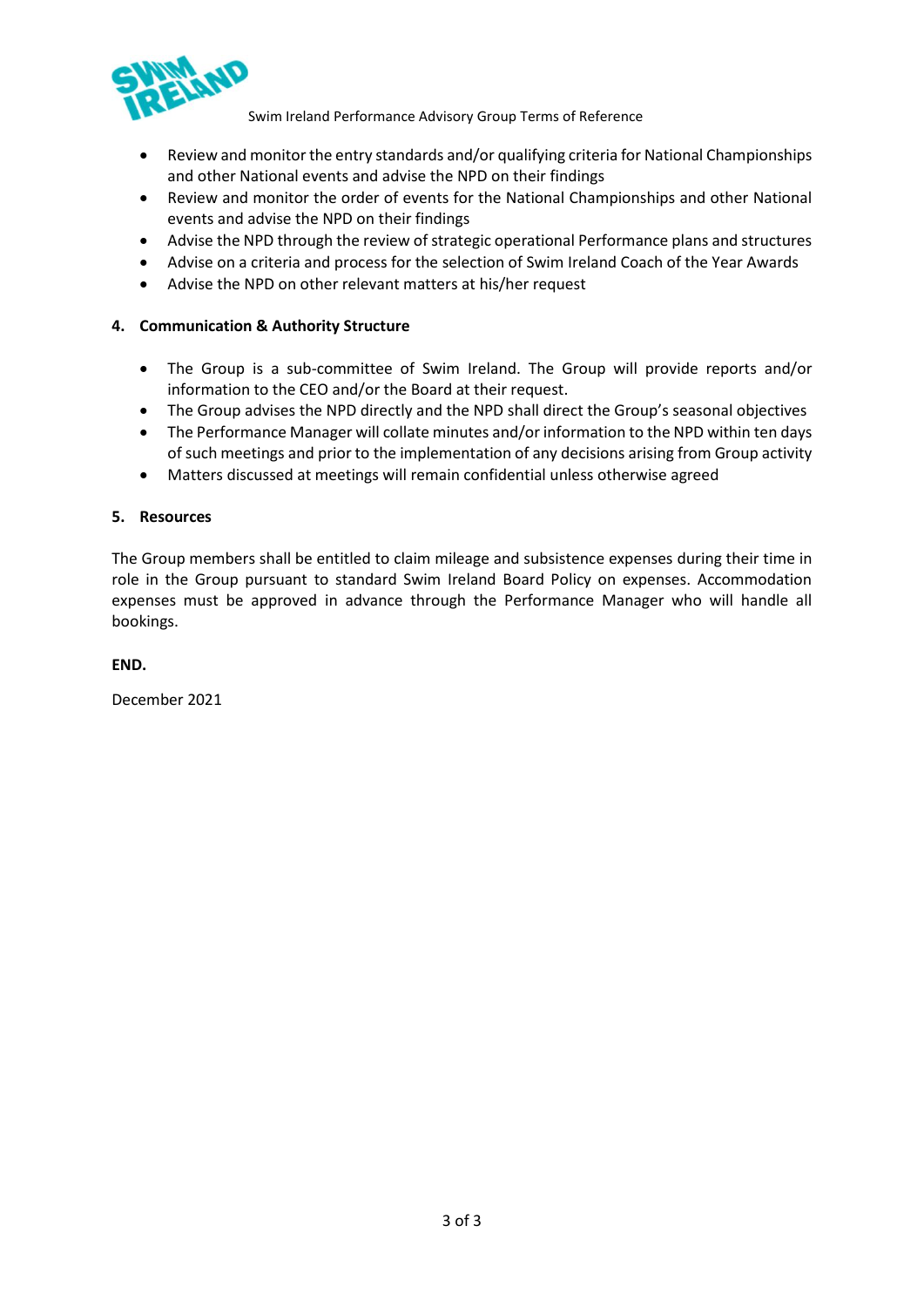- Review and monitor the entry standards and/or qualifying criteria for National Championships and other National events and advise the NPD on their findings
- Review and monitor the order of events for the National Championships and other National events and advise the NPD on their findings
- Advise the NPD through the review of strategic operational Performance plans and structures
- Advise on a criteria and process for the selection of Swim Ireland Coach of the Year Awards
- Advise the NPD on other relevant matters at his/her request

## 4. Communication & Authority Structure

- The Group is a sub-committee of Swim Ireland. The Group will provide reports and/or information to the CEO and/or the Board at their request.
- The Group advises the NPD directly and the NPD shall direct the Group's seasonal objectives
- The Performance Manager will collate minutes and/or information to the NPD within ten days of such meetings and prior to the implementation of any decisions arising from Group activity
- Matters discussed at meetings will remain confidential unless otherwise agreed

## 5. Resources

The Group members shall be entitled to claim mileage and subsistence expenses during their time in role in the Group pursuant to standard Swim Ireland Board Policy on expenses. Accommodation expenses must be approved in advance through the Performance Manager who will handle all bookings.

**END.**

December 2021